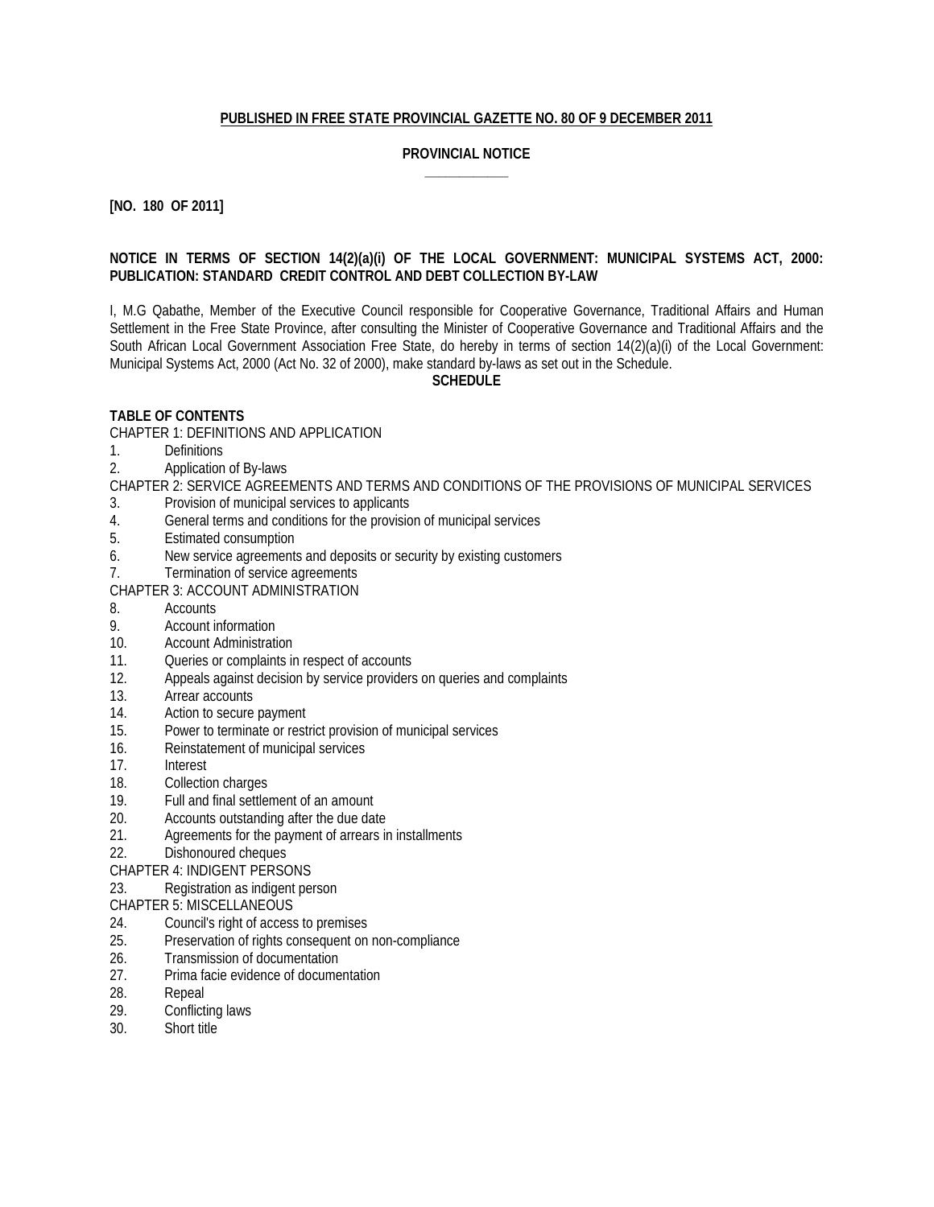**PUBLISHED IN FREE STATE PROVINCIAL GAZETTE NO. 80 OF 9 DECEMBER 2011**

**PROVINCIAL NOTICE**

**[NO. 180 OF 2011]**

**NOTICE IN TERMS OF SECTION 14(2)(a)(i) OF THE LOCAL GOVERNMENT: MUNICIPAL SYSTEMS ACT, 2000: PUBLICATION: STANDARD CREDIT CONTROL AND DEBT COLLECTION BY-LAW**

I, M.G Qabathe, Member of the Executive Council responsible for Cooperative Governance, Traditional Affairs and Human Settlement in the Free State Province, after consulting the Minister of Cooperative Governance and Traditional Affairs and the South African Local Government Association Free State, do hereby in terms of section 14(2)(a)(i) of the Local Government: Municipal Systems Act, 2000 (Act No. 32 of 2000), make standard by-laws as set out in the Schedule.

**SCHEDULE**

**TABLE OF CONTENTS**

CHAPTER 1: DEFINITIONS AND APPLICATION

1. Definitions
2. Application of By-laws

CHAPTER 2: SERVICE AGREEMENTS AND TERMS AND CONDITIONS OF THE PROVISIONS OF MUNICIPAL SERVICES

3. Provision of municipal services to applicants
4. General terms and conditions for the provision of municipal services
5. Estimated consumption
6. New service agreements and deposits or security by existing customers
7. Termination of service agreements

CHAPTER 3: ACCOUNT ADMINISTRATION

8. Accounts
9. Account information
10. Account Administration
11. Queries or complaints in respect of accounts
12. Appeals against decision by service providers on queries and complaints
13. Arrear accounts
14. Action to secure payment
15. Power to terminate or restrict provision of municipal services
16. Reinstatement of municipal services
17. Interest
18. Collection charges
19. Full and final settlement of an amount
20. Accounts outstanding after the due date
21. Agreements for the payment of arrears in installments
22. Dishonoured cheques

CHAPTER 4: INDIGENT PERSONS

23. Registration as indigent person

CHAPTER 5: MISCELLANEOUS

24. Council's right of access to premises
25. Preservation of rights consequent on non-compliance
26. Transmission of documentation
27. Prima facie evidence of documentation
28. Repeal
29. Conflicting laws
30. Short title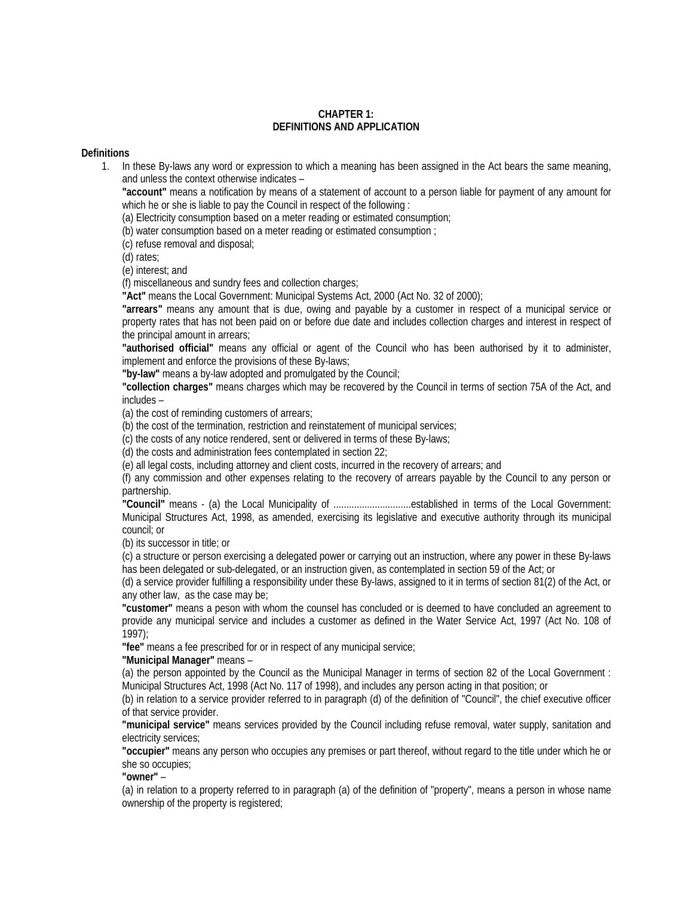**CHAPTER 1:**
**DEFINITIONS AND APPLICATION**

**Definitions**

1. In these By-laws any word or expression to which a meaning has been assigned in the Act bears the same meaning, and unless the context otherwise indicates –

   **"account"** means a notification by means of a statement of account to a person liable for payment of any amount for which he or she is liable to pay the Council in respect of the following :

   (a) Electricity consumption based on a meter reading or estimated consumption;
   (b) water consumption based on a meter reading or estimated consumption ;
   (c) refuse removal and disposal;
   (d) rates;
   (e) interest; and
   (f) miscellaneous and sundry fees and collection charges;

   **"Act"** means the Local Government: Municipal Systems Act, 2000 (Act No. 32 of 2000);

   **"arrears"** means any amount that is due, owing and payable by a customer in respect of a municipal service or property rates that has not been paid on or before due date and includes collection charges and interest in respect of the principal amount in arrears;

   **"authorised official"** means any official or agent of the Council who has been authorised by it to administer, implement and enforce the provisions of these By-laws;

   **"by-law"** means a by-law adopted and promulgated by the Council;

   **"collection charges"** means charges which may be recovered by the Council in terms of section 75A of the Act, and includes –

   (a) the cost of reminding customers of arrears;
   (b) the cost of the termination, restriction and reinstatement of municipal services;
   (c) the costs of any notice rendered, sent or delivered in terms of these By-laws;
   (d) the costs and administration fees contemplated in section 22;
   (e) all legal costs, including attorney and client costs, incurred in the recovery of arrears; and
   (f) any commission and other expenses relating to the recovery of arrears payable by the Council to any person or partnership.

   **"Council"** means - (a) the Local Municipality of ..............................established in terms of the Local Government: Municipal Structures Act, 1998, as amended, exercising its legislative and executive authority through its municipal council; or

   (b) its successor in title; or
   (c) a structure or person exercising a delegated power or carrying out an instruction, where any power in these By-laws has been delegated or sub-delegated, or an instruction given, as contemplated in section 59 of the Act; or
   (d) a service provider fulfilling a responsibility under these By-laws, assigned to it in terms of section 81(2) of the Act, or any other law, as the case may be;

   **"customer"** means a peson with whom the counsel has concluded or is deemed to have concluded an agreement to provide any municipal service and includes a customer as defined in the Water Service Act, 1997 (Act No. 108 of 1997);

   **"fee"** means a fee prescribed for or in respect of any municipal service;

   **"Municipal Manager"** means –

   (a) the person appointed by the Council as the Municipal Manager in terms of section 82 of the Local Government : Municipal Structures Act, 1998 (Act No. 117 of 1998), and includes any person acting in that position; or
   (b) in relation to a service provider referred to in paragraph (d) of the definition of "Council", the chief executive officer of that service provider.

   **"municipal service"** means services provided by the Council including refuse removal, water supply, sanitation and electricity services;

   **"occupier"** means any person who occupies any premises or part thereof, without regard to the title under which he or she so occupies;

   **"owner"** –

   (a) in relation to a property referred to in paragraph (a) of the definition of "property", means a person in whose name ownership of the property is registered;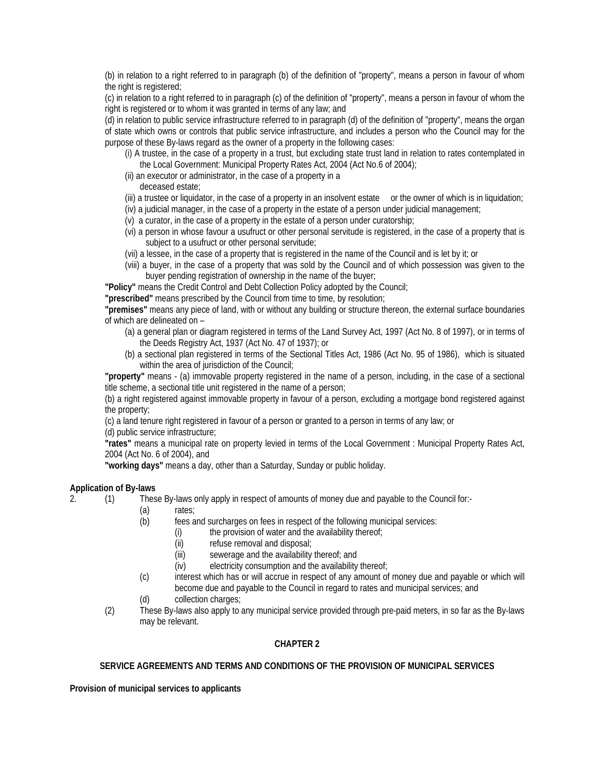(b) in relation to a right referred to in paragraph (b) of the definition of "property", means a person in favour of whom the right is registered;

(c) in relation to a right referred to in paragraph (c) of the definition of "property", means a person in favour of whom the right is registered or to whom it was granted in terms of any law; and

(d) in relation to public service infrastructure referred to in paragraph (d) of the definition of "property", means the organ of state which owns or controls that public service infrastructure, and includes a person who the Council may for the purpose of these By-laws regard as the owner of a property in the following cases:

- (i) A trustee, in the case of a property in a trust, but excluding state trust land in relation to rates contemplated in the Local Government: Municipal Property Rates Act, 2004 (Act No.6 of 2004);
- (ii) an executor or administrator, in the case of a property in a deceased estate;
- (iii) a trustee or liquidator, in the case of a property in an insolvent estate or the owner of which is in liquidation;
- (iv) a judicial manager, in the case of a property in the estate of a person under judicial management;
- (v) a curator, in the case of a property in the estate of a person under curatorship;
- (vi) a person in whose favour a usufruct or other personal servitude is registered, in the case of a property that is subject to a usufruct or other personal servitude;
- (vii) a lessee, in the case of a property that is registered in the name of the Council and is let by it; or
- (viii) a buyer, in the case of a property that was sold by the Council and of which possession was given to the buyer pending registration of ownership in the name of the buyer;

**"Policy"** means the Credit Control and Debt Collection Policy adopted by the Council;

**"prescribed"** means prescribed by the Council from time to time, by resolution;

**"premises"** means any piece of land, with or without any building or structure thereon, the external surface boundaries of which are delineated on –

- (a) a general plan or diagram registered in terms of the Land Survey Act, 1997 (Act No. 8 of 1997), or in terms of the Deeds Registry Act, 1937 (Act No. 47 of 1937); or
- (b) a sectional plan registered in terms of the Sectional Titles Act, 1986 (Act No. 95 of 1986), which is situated within the area of jurisdiction of the Council;

**"property"** means - (a) immovable property registered in the name of a person, including, in the case of a sectional title scheme, a sectional title unit registered in the name of a person;

(b) a right registered against immovable property in favour of a person, excluding a mortgage bond registered against the property;

(c) a land tenure right registered in favour of a person or granted to a person in terms of any law; or

(d) public service infrastructure;

**"rates"** means a municipal rate on property levied in terms of the Local Government : Municipal Property Rates Act, 2004 (Act No. 6 of 2004), and

**"working days"** means a day, other than a Saturday, Sunday or public holiday.

**Application of By-laws**

2. (1) These By-laws only apply in respect of amounts of money due and payable to the Council for:-
   - (a) rates;
   - (b) fees and surcharges on fees in respect of the following municipal services:
     - (i) the provision of water and the availability thereof;
     - (ii) refuse removal and disposal;
     - (iii) sewerage and the availability thereof; and
     - (iv) electricity consumption and the availability thereof;
   - (c) interest which has or will accrue in respect of any amount of money due and payable or which will become due and payable to the Council in regard to rates and municipal services; and
   - (d) collection charges;

   (2) These By-laws also apply to any municipal service provided through pre-paid meters, in so far as the By-laws may be relevant.

## CHAPTER 2

### SERVICE AGREEMENTS AND TERMS AND CONDITIONS OF THE PROVISION OF MUNICIPAL SERVICES

**Provision of municipal services to applicants**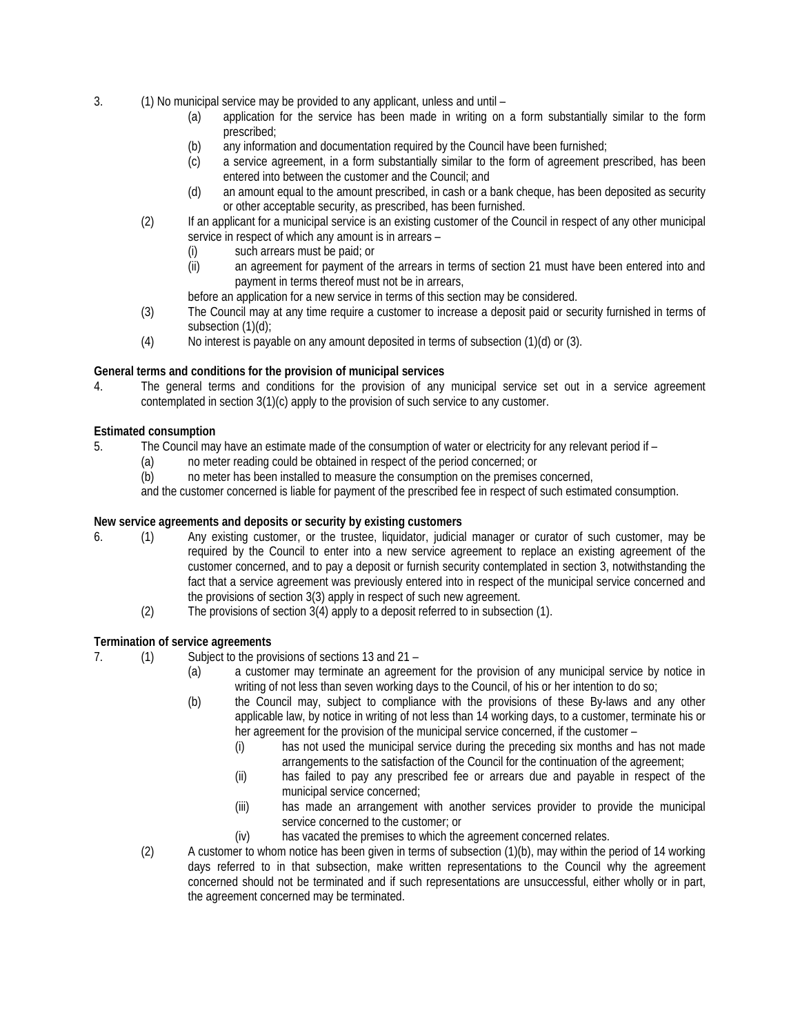3. (1) No municipal service may be provided to any applicant, unless and until –

   (a) application for the service has been made in writing on a form substantially similar to the form prescribed;

   (b) any information and documentation required by the Council have been furnished;

   (c) a service agreement, in a form substantially similar to the form of agreement prescribed, has been entered into between the customer and the Council; and

   (d) an amount equal to the amount prescribed, in cash or a bank cheque, has been deposited as security or other acceptable security, as prescribed, has been furnished.

   (2) If an applicant for a municipal service is an existing customer of the Council in respect of any other municipal service in respect of which any amount is in arrears –

   (i) such arrears must be paid; or

   (ii) an agreement for payment of the arrears in terms of section 21 must have been entered into and payment in terms thereof must not be in arrears,

   before an application for a new service in terms of this section may be considered.

   (3) The Council may at any time require a customer to increase a deposit paid or security furnished in terms of subsection (1)(d);

   (4) No interest is payable on any amount deposited in terms of subsection (1)(d) or (3).

**General terms and conditions for the provision of municipal services**

4. The general terms and conditions for the provision of any municipal service set out in a service agreement contemplated in section 3(1)(c) apply to the provision of such service to any customer.

**Estimated consumption**

5. The Council may have an estimate made of the consumption of water or electricity for any relevant period if –

   (a) no meter reading could be obtained in respect of the period concerned; or

   (b) no meter has been installed to measure the consumption on the premises concerned,

   and the customer concerned is liable for payment of the prescribed fee in respect of such estimated consumption.

**New service agreements and deposits or security by existing customers**

6. (1) Any existing customer, or the trustee, liquidator, judicial manager or curator of such customer, may be required by the Council to enter into a new service agreement to replace an existing agreement of the customer concerned, and to pay a deposit or furnish security contemplated in section 3, notwithstanding the fact that a service agreement was previously entered into in respect of the municipal service concerned and the provisions of section 3(3) apply in respect of such new agreement.

   (2) The provisions of section 3(4) apply to a deposit referred to in subsection (1).

**Termination of service agreements**

7. (1) Subject to the provisions of sections 13 and 21 –

   (a) a customer may terminate an agreement for the provision of any municipal service by notice in writing of not less than seven working days to the Council, of his or her intention to do so;

   (b) the Council may, subject to compliance with the provisions of these By-laws and any other applicable law, by notice in writing of not less than 14 working days, to a customer, terminate his or her agreement for the provision of the municipal service concerned, if the customer –

   (i) has not used the municipal service during the preceding six months and has not made arrangements to the satisfaction of the Council for the continuation of the agreement;

   (ii) has failed to pay any prescribed fee or arrears due and payable in respect of the municipal service concerned;

   (iii) has made an arrangement with another services provider to provide the municipal service concerned to the customer; or

   (iv) has vacated the premises to which the agreement concerned relates.

   (2) A customer to whom notice has been given in terms of subsection (1)(b), may within the period of 14 working days referred to in that subsection, make written representations to the Council why the agreement concerned should not be terminated and if such representations are unsuccessful, either wholly or in part, the agreement concerned may be terminated.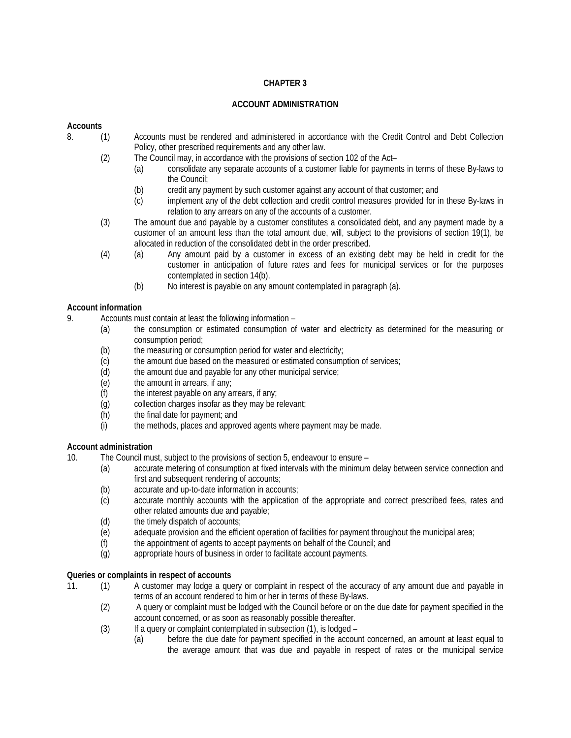## CHAPTER 3

## ACCOUNT ADMINISTRATION

**Accounts**

8. (1) Accounts must be rendered and administered in accordance with the Credit Control and Debt Collection Policy, other prescribed requirements and any other law.

(2) The Council may, in accordance with the provisions of section 102 of the Act–

(a) consolidate any separate accounts of a customer liable for payments in terms of these By-laws to the Council;

(b) credit any payment by such customer against any account of that customer; and

(c) implement any of the debt collection and credit control measures provided for in these By-laws in relation to any arrears on any of the accounts of a customer.

(3) The amount due and payable by a customer constitutes a consolidated debt, and any payment made by a customer of an amount less than the total amount due, will, subject to the provisions of section 19(1), be allocated in reduction of the consolidated debt in the order prescribed.

(4) (a) Any amount paid by a customer in excess of an existing debt may be held in credit for the customer in anticipation of future rates and fees for municipal services or for the purposes contemplated in section 14(b).

(b) No interest is payable on any amount contemplated in paragraph (a).

**Account information**

9. Accounts must contain at least the following information –

(a) the consumption or estimated consumption of water and electricity as determined for the measuring or consumption period;

(b) the measuring or consumption period for water and electricity;

(c) the amount due based on the measured or estimated consumption of services;

(d) the amount due and payable for any other municipal service;

(e) the amount in arrears, if any;

(f) the interest payable on any arrears, if any;

(g) collection charges insofar as they may be relevant;

(h) the final date for payment; and

(i) the methods, places and approved agents where payment may be made.

**Account administration**

10. The Council must, subject to the provisions of section 5, endeavour to ensure –

(a) accurate metering of consumption at fixed intervals with the minimum delay between service connection and first and subsequent rendering of accounts;

(b) accurate and up-to-date information in accounts;

(c) accurate monthly accounts with the application of the appropriate and correct prescribed fees, rates and other related amounts due and payable;

(d) the timely dispatch of accounts;

(e) adequate provision and the efficient operation of facilities for payment throughout the municipal area;

(f) the appointment of agents to accept payments on behalf of the Council; and

(g) appropriate hours of business in order to facilitate account payments.

**Queries or complaints in respect of accounts**

11. (1) A customer may lodge a query or complaint in respect of the accuracy of any amount due and payable in terms of an account rendered to him or her in terms of these By-laws.

(2) A query or complaint must be lodged with the Council before or on the due date for payment specified in the account concerned, or as soon as reasonably possible thereafter.

(3) If a query or complaint contemplated in subsection (1), is lodged –

(a) before the due date for payment specified in the account concerned, an amount at least equal to the average amount that was due and payable in respect of rates or the municipal service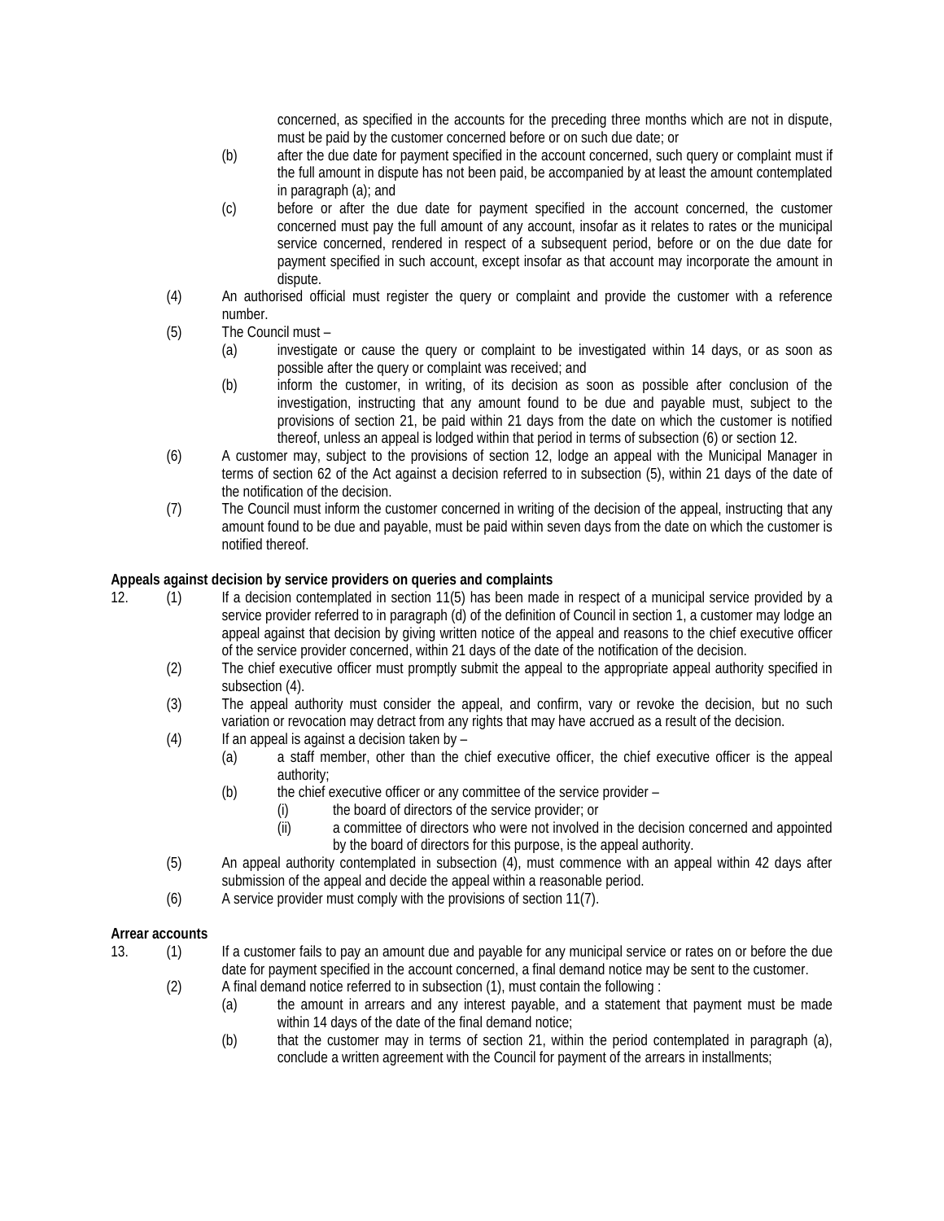concerned, as specified in the accounts for the preceding three months which are not in dispute, must be paid by the customer concerned before or on such due date; or

(b) after the due date for payment specified in the account concerned, such query or complaint must if the full amount in dispute has not been paid, be accompanied by at least the amount contemplated in paragraph (a); and

(c) before or after the due date for payment specified in the account concerned, the customer concerned must pay the full amount of any account, insofar as it relates to rates or the municipal service concerned, rendered in respect of a subsequent period, before or on the due date for payment specified in such account, except insofar as that account may incorporate the amount in dispute.

(4) An authorised official must register the query or complaint and provide the customer with a reference number.

(5) The Council must –

(a) investigate or cause the query or complaint to be investigated within 14 days, or as soon as possible after the query or complaint was received; and

(b) inform the customer, in writing, of its decision as soon as possible after conclusion of the investigation, instructing that any amount found to be due and payable must, subject to the provisions of section 21, be paid within 21 days from the date on which the customer is notified thereof, unless an appeal is lodged within that period in terms of subsection (6) or section 12.

(6) A customer may, subject to the provisions of section 12, lodge an appeal with the Municipal Manager in terms of section 62 of the Act against a decision referred to in subsection (5), within 21 days of the date of the notification of the decision.

(7) The Council must inform the customer concerned in writing of the decision of the appeal, instructing that any amount found to be due and payable, must be paid within seven days from the date on which the customer is notified thereof.

**Appeals against decision by service providers on queries and complaints**

12. (1) If a decision contemplated in section 11(5) has been made in respect of a municipal service provided by a service provider referred to in paragraph (d) of the definition of Council in section 1, a customer may lodge an appeal against that decision by giving written notice of the appeal and reasons to the chief executive officer of the service provider concerned, within 21 days of the date of the notification of the decision.

(2) The chief executive officer must promptly submit the appeal to the appropriate appeal authority specified in subsection (4).

(3) The appeal authority must consider the appeal, and confirm, vary or revoke the decision, but no such variation or revocation may detract from any rights that may have accrued as a result of the decision.

(4) If an appeal is against a decision taken by –

(a) a staff member, other than the chief executive officer, the chief executive officer is the appeal authority;

(b) the chief executive officer or any committee of the service provider –

(i) the board of directors of the service provider; or

(ii) a committee of directors who were not involved in the decision concerned and appointed by the board of directors for this purpose, is the appeal authority.

(5) An appeal authority contemplated in subsection (4), must commence with an appeal within 42 days after submission of the appeal and decide the appeal within a reasonable period.

(6) A service provider must comply with the provisions of section 11(7).

**Arrear accounts**

13. (1) If a customer fails to pay an amount due and payable for any municipal service or rates on or before the due date for payment specified in the account concerned, a final demand notice may be sent to the customer.

(2) A final demand notice referred to in subsection (1), must contain the following :

(a) the amount in arrears and any interest payable, and a statement that payment must be made within 14 days of the date of the final demand notice;

(b) that the customer may in terms of section 21, within the period contemplated in paragraph (a), conclude a written agreement with the Council for payment of the arrears in installments;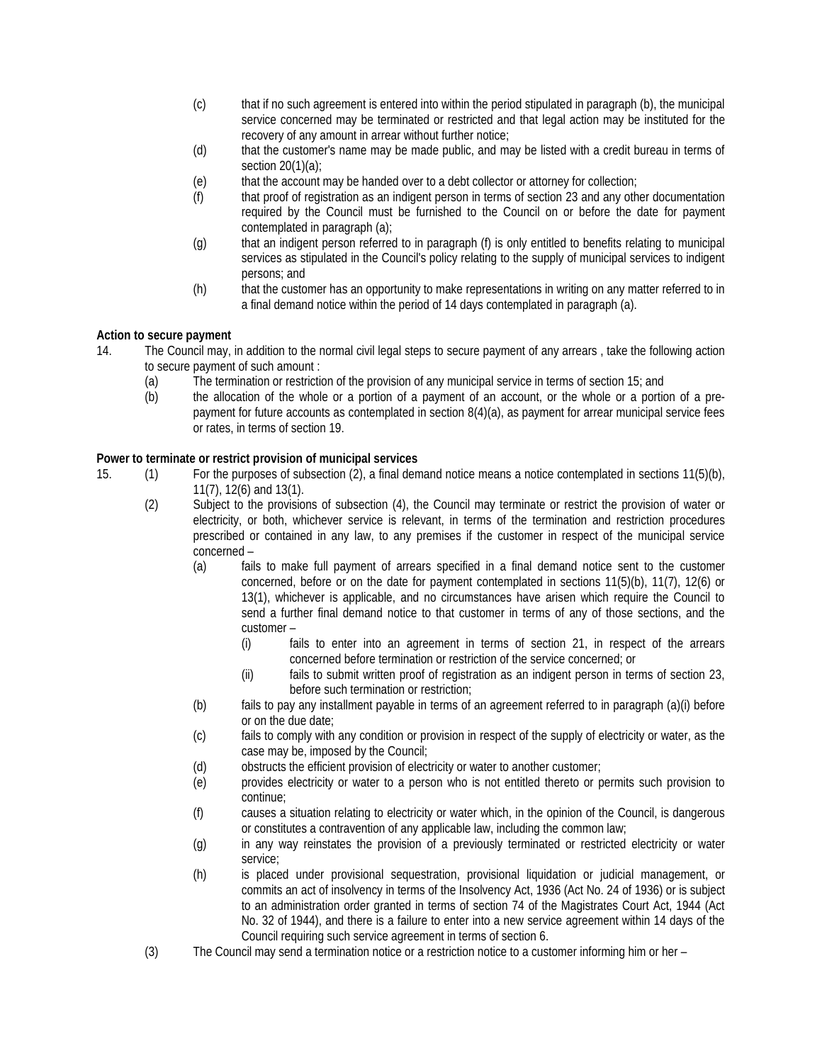(c) that if no such agreement is entered into within the period stipulated in paragraph (b), the municipal service concerned may be terminated or restricted and that legal action may be instituted for the recovery of any amount in arrear without further notice;

(d) that the customer's name may be made public, and may be listed with a credit bureau in terms of section 20(1)(a);

(e) that the account may be handed over to a debt collector or attorney for collection;

(f) that proof of registration as an indigent person in terms of section 23 and any other documentation required by the Council must be furnished to the Council on or before the date for payment contemplated in paragraph (a);

(g) that an indigent person referred to in paragraph (f) is only entitled to benefits relating to municipal services as stipulated in the Council's policy relating to the supply of municipal services to indigent persons; and

(h) that the customer has an opportunity to make representations in writing on any matter referred to in a final demand notice within the period of 14 days contemplated in paragraph (a).

**Action to secure payment**

14. The Council may, in addition to the normal civil legal steps to secure payment of any arrears , take the following action to secure payment of such amount :

(a) The termination or restriction of the provision of any municipal service in terms of section 15; and

(b) the allocation of the whole or a portion of a payment of an account, or the whole or a portion of a pre-payment for future accounts as contemplated in section 8(4)(a), as payment for arrear municipal service fees or rates, in terms of section 19.

**Power to terminate or restrict provision of municipal services**

15. (1) For the purposes of subsection (2), a final demand notice means a notice contemplated in sections 11(5)(b), 11(7), 12(6) and 13(1).

(2) Subject to the provisions of subsection (4), the Council may terminate or restrict the provision of water or electricity, or both, whichever service is relevant, in terms of the termination and restriction procedures prescribed or contained in any law, to any premises if the customer in respect of the municipal service concerned –

(a) fails to make full payment of arrears specified in a final demand notice sent to the customer concerned, before or on the date for payment contemplated in sections 11(5)(b), 11(7), 12(6) or 13(1), whichever is applicable, and no circumstances have arisen which require the Council to send a further final demand notice to that customer in terms of any of those sections, and the customer –

(i) fails to enter into an agreement in terms of section 21, in respect of the arrears concerned before termination or restriction of the service concerned; or

(ii) fails to submit written proof of registration as an indigent person in terms of section 23, before such termination or restriction;

(b) fails to pay any installment payable in terms of an agreement referred to in paragraph (a)(i) before or on the due date;

(c) fails to comply with any condition or provision in respect of the supply of electricity or water, as the case may be, imposed by the Council;

(d) obstructs the efficient provision of electricity or water to another customer;

(e) provides electricity or water to a person who is not entitled thereto or permits such provision to continue;

(f) causes a situation relating to electricity or water which, in the opinion of the Council, is dangerous or constitutes a contravention of any applicable law, including the common law;

(g) in any way reinstates the provision of a previously terminated or restricted electricity or water service;

(h) is placed under provisional sequestration, provisional liquidation or judicial management, or commits an act of insolvency in terms of the Insolvency Act, 1936 (Act No. 24 of 1936) or is subject to an administration order granted in terms of section 74 of the Magistrates Court Act, 1944 (Act No. 32 of 1944), and there is a failure to enter into a new service agreement within 14 days of the Council requiring such service agreement in terms of section 6.

(3) The Council may send a termination notice or a restriction notice to a customer informing him or her –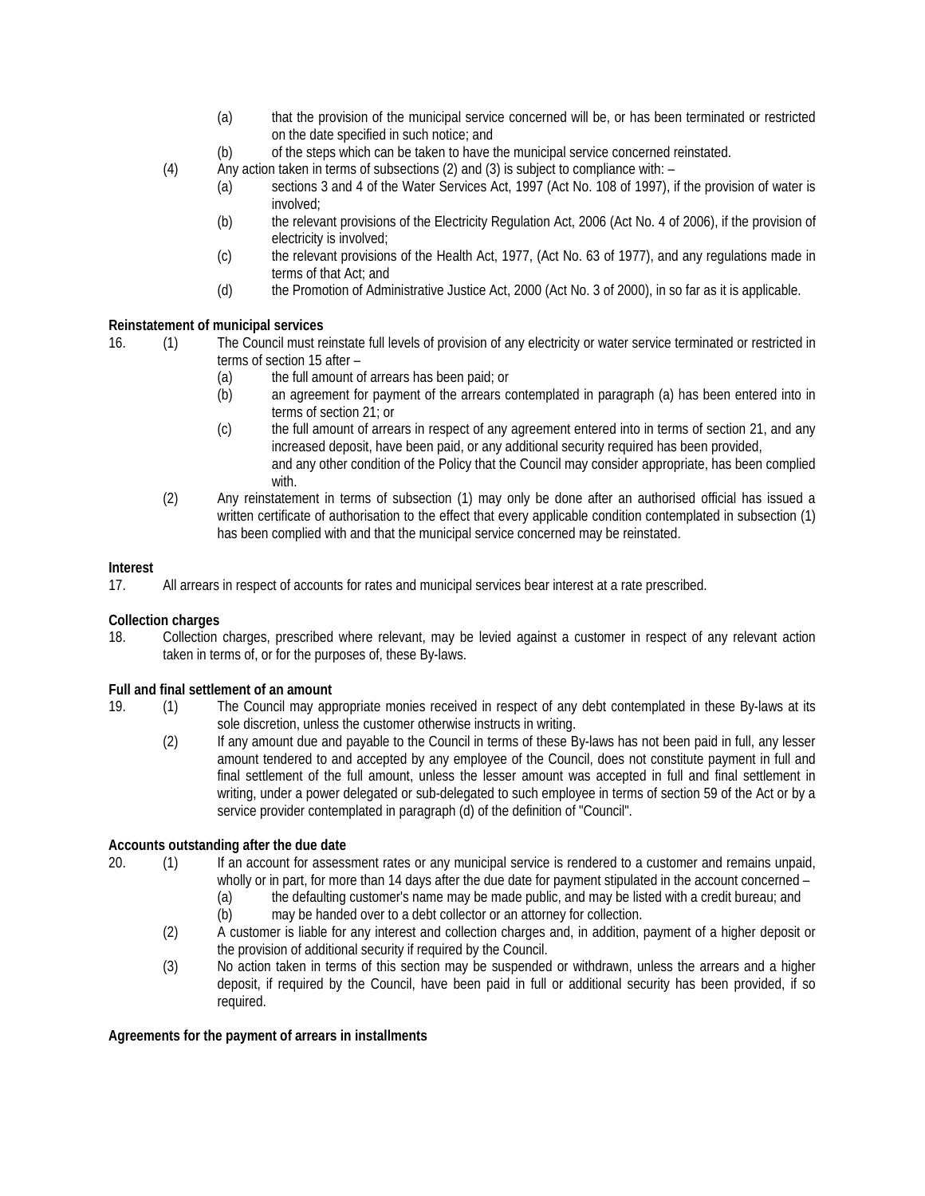(a) that the provision of the municipal service concerned will be, or has been terminated or restricted on the date specified in such notice; and

(b) of the steps which can be taken to have the municipal service concerned reinstated.

(4) Any action taken in terms of subsections (2) and (3) is subject to compliance with: –

(a) sections 3 and 4 of the Water Services Act, 1997 (Act No. 108 of 1997), if the provision of water is involved;

(b) the relevant provisions of the Electricity Regulation Act, 2006 (Act No. 4 of 2006), if the provision of electricity is involved;

(c) the relevant provisions of the Health Act, 1977, (Act No. 63 of 1977), and any regulations made in terms of that Act; and

(d) the Promotion of Administrative Justice Act, 2000 (Act No. 3 of 2000), in so far as it is applicable.

**Reinstatement of municipal services**

16. (1) The Council must reinstate full levels of provision of any electricity or water service terminated or restricted in terms of section 15 after –

(a) the full amount of arrears has been paid; or

(b) an agreement for payment of the arrears contemplated in paragraph (a) has been entered into in terms of section 21; or

(c) the full amount of arrears in respect of any agreement entered into in terms of section 21, and any increased deposit, have been paid, or any additional security required has been provided,

and any other condition of the Policy that the Council may consider appropriate, has been complied with.

(2) Any reinstatement in terms of subsection (1) may only be done after an authorised official has issued a written certificate of authorisation to the effect that every applicable condition contemplated in subsection (1) has been complied with and that the municipal service concerned may be reinstated.

**Interest**

17. All arrears in respect of accounts for rates and municipal services bear interest at a rate prescribed.

**Collection charges**

18. Collection charges, prescribed where relevant, may be levied against a customer in respect of any relevant action taken in terms of, or for the purposes of, these By-laws.

**Full and final settlement of an amount**

19. (1) The Council may appropriate monies received in respect of any debt contemplated in these By-laws at its sole discretion, unless the customer otherwise instructs in writing.

(2) If any amount due and payable to the Council in terms of these By-laws has not been paid in full, any lesser amount tendered to and accepted by any employee of the Council, does not constitute payment in full and final settlement of the full amount, unless the lesser amount was accepted in full and final settlement in writing, under a power delegated or sub-delegated to such employee in terms of section 59 of the Act or by a service provider contemplated in paragraph (d) of the definition of "Council".

**Accounts outstanding after the due date**

20. (1) If an account for assessment rates or any municipal service is rendered to a customer and remains unpaid, wholly or in part, for more than 14 days after the due date for payment stipulated in the account concerned –

(a) the defaulting customer's name may be made public, and may be listed with a credit bureau; and

(b) may be handed over to a debt collector or an attorney for collection.

(2) A customer is liable for any interest and collection charges and, in addition, payment of a higher deposit or the provision of additional security if required by the Council.

(3) No action taken in terms of this section may be suspended or withdrawn, unless the arrears and a higher deposit, if required by the Council, have been paid in full or additional security has been provided, if so required.

**Agreements for the payment of arrears in installments**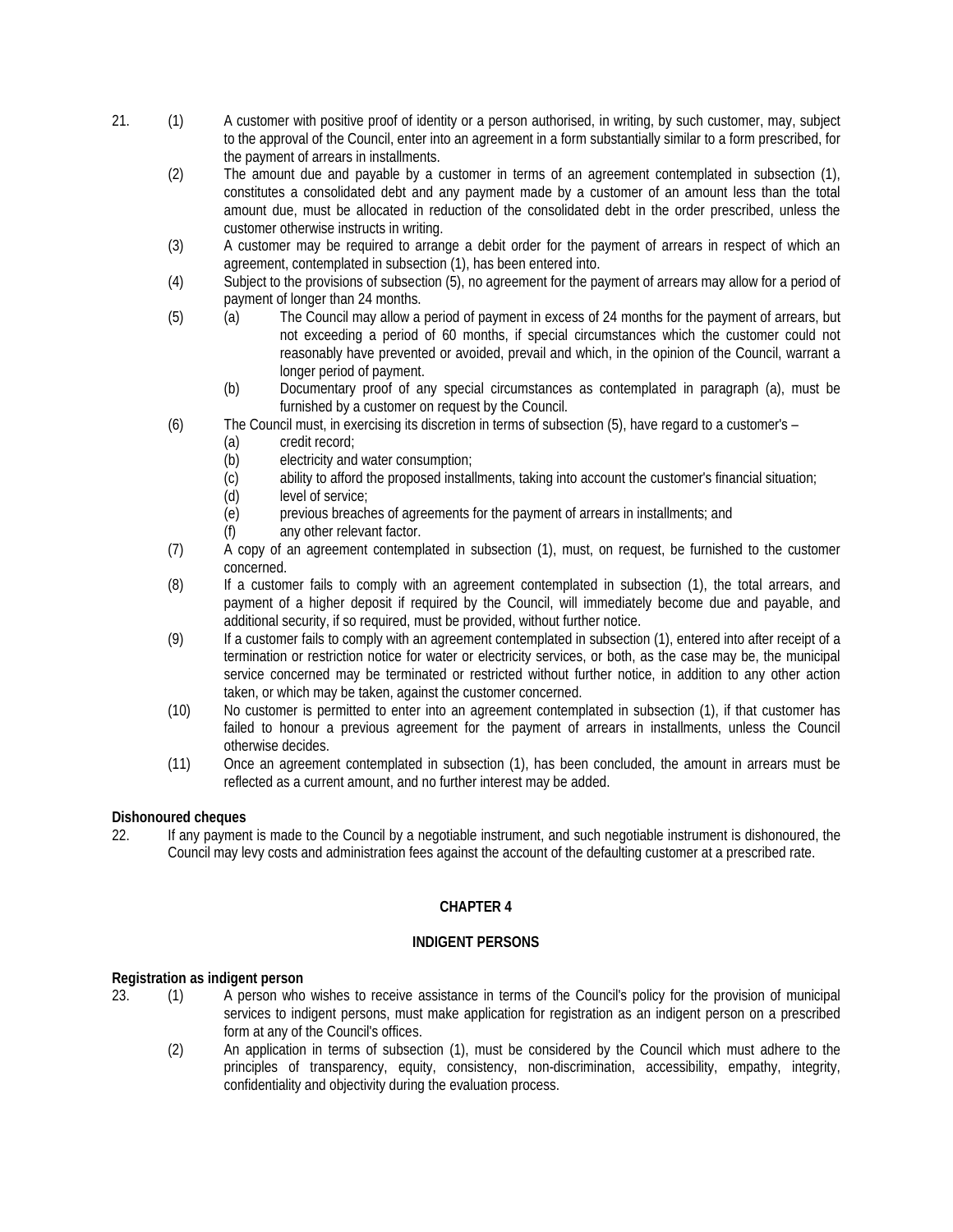21. (1) A customer with positive proof of identity or a person authorised, in writing, by such customer, may, subject to the approval of the Council, enter into an agreement in a form substantially similar to a form prescribed, for the payment of arrears in installments.

(2) The amount due and payable by a customer in terms of an agreement contemplated in subsection (1), constitutes a consolidated debt and any payment made by a customer of an amount less than the total amount due, must be allocated in reduction of the consolidated debt in the order prescribed, unless the customer otherwise instructs in writing.

(3) A customer may be required to arrange a debit order for the payment of arrears in respect of which an agreement, contemplated in subsection (1), has been entered into.

(4) Subject to the provisions of subsection (5), no agreement for the payment of arrears may allow for a period of payment of longer than 24 months.

(5) (a) The Council may allow a period of payment in excess of 24 months for the payment of arrears, but not exceeding a period of 60 months, if special circumstances which the customer could not reasonably have prevented or avoided, prevail and which, in the opinion of the Council, warrant a longer period of payment.

(b) Documentary proof of any special circumstances as contemplated in paragraph (a), must be furnished by a customer on request by the Council.

(6) The Council must, in exercising its discretion in terms of subsection (5), have regard to a customer's –

(a) credit record;
(b) electricity and water consumption;
(c) ability to afford the proposed installments, taking into account the customer's financial situation;
(d) level of service;
(e) previous breaches of agreements for the payment of arrears in installments; and
(f) any other relevant factor.

(7) A copy of an agreement contemplated in subsection (1), must, on request, be furnished to the customer concerned.

(8) If a customer fails to comply with an agreement contemplated in subsection (1), the total arrears, and payment of a higher deposit if required by the Council, will immediately become due and payable, and additional security, if so required, must be provided, without further notice.

(9) If a customer fails to comply with an agreement contemplated in subsection (1), entered into after receipt of a termination or restriction notice for water or electricity services, or both, as the case may be, the municipal service concerned may be terminated or restricted without further notice, in addition to any other action taken, or which may be taken, against the customer concerned.

(10) No customer is permitted to enter into an agreement contemplated in subsection (1), if that customer has failed to honour a previous agreement for the payment of arrears in installments, unless the Council otherwise decides.

(11) Once an agreement contemplated in subsection (1), has been concluded, the amount in arrears must be reflected as a current amount, and no further interest may be added.

**Dishonoured cheques**

22. If any payment is made to the Council by a negotiable instrument, and such negotiable instrument is dishonoured, the Council may levy costs and administration fees against the account of the defaulting customer at a prescribed rate.

## CHAPTER 4

## INDIGENT PERSONS

**Registration as indigent person**

23. (1) A person who wishes to receive assistance in terms of the Council's policy for the provision of municipal services to indigent persons, must make application for registration as an indigent person on a prescribed form at any of the Council's offices.

(2) An application in terms of subsection (1), must be considered by the Council which must adhere to the principles of transparency, equity, consistency, non-discrimination, accessibility, empathy, integrity, confidentiality and objectivity during the evaluation process.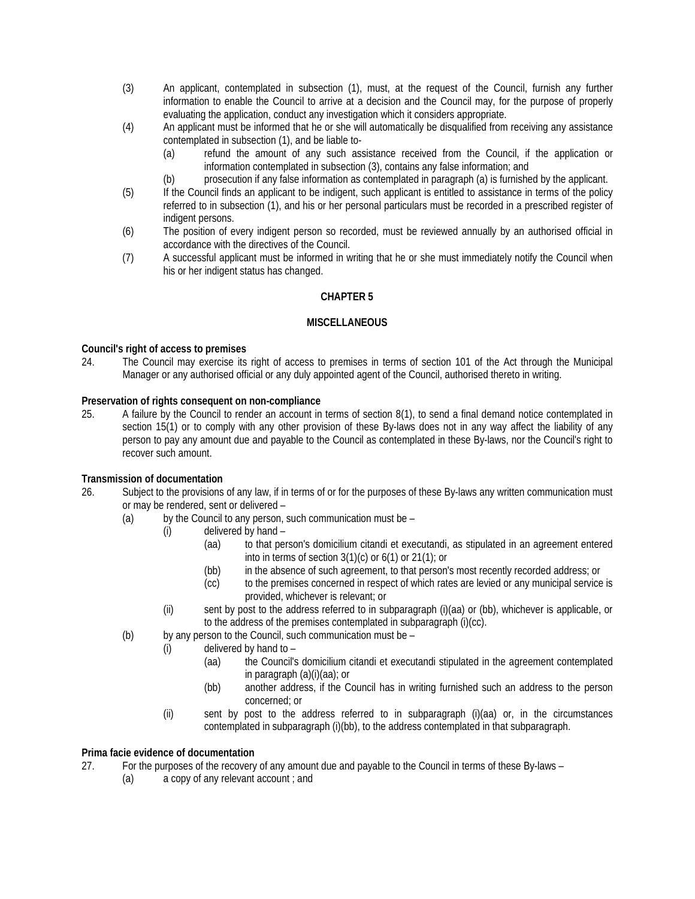(3) An applicant, contemplated in subsection (1), must, at the request of the Council, furnish any further information to enable the Council to arrive at a decision and the Council may, for the purpose of properly evaluating the application, conduct any investigation which it considers appropriate.

(4) An applicant must be informed that he or she will automatically be disqualified from receiving any assistance contemplated in subsection (1), and be liable to-

- (a) refund the amount of any such assistance received from the Council, if the application or information contemplated in subsection (3), contains any false information; and
- (b) prosecution if any false information as contemplated in paragraph (a) is furnished by the applicant.

(5) If the Council finds an applicant to be indigent, such applicant is entitled to assistance in terms of the policy referred to in subsection (1), and his or her personal particulars must be recorded in a prescribed register of indigent persons.

(6) The position of every indigent person so recorded, must be reviewed annually by an authorised official in accordance with the directives of the Council.

(7) A successful applicant must be informed in writing that he or she must immediately notify the Council when his or her indigent status has changed.

## CHAPTER 5

## MISCELLANEOUS

**Council's right of access to premises**

24. The Council may exercise its right of access to premises in terms of section 101 of the Act through the Municipal Manager or any authorised official or any duly appointed agent of the Council, authorised thereto in writing.

**Preservation of rights consequent on non-compliance**

25. A failure by the Council to render an account in terms of section 8(1), to send a final demand notice contemplated in section 15(1) or to comply with any other provision of these By-laws does not in any way affect the liability of any person to pay any amount due and payable to the Council as contemplated in these By-laws, nor the Council's right to recover such amount.

**Transmission of documentation**

26. Subject to the provisions of any law, if in terms of or for the purposes of these By-laws any written communication must or may be rendered, sent or delivered –

- (a) by the Council to any person, such communication must be –
  - (i) delivered by hand –
    - (aa) to that person's domicilium citandi et executandi, as stipulated in an agreement entered into in terms of section 3(1)(c) or 6(1) or 21(1); or
    - (bb) in the absence of such agreement, to that person's most recently recorded address; or
    - (cc) to the premises concerned in respect of which rates are levied or any municipal service is provided, whichever is relevant; or
  - (ii) sent by post to the address referred to in subparagraph (i)(aa) or (bb), whichever is applicable, or to the address of the premises contemplated in subparagraph (i)(cc).
- (b) by any person to the Council, such communication must be –
  - (i) delivered by hand to –
    - (aa) the Council's domicilium citandi et executandi stipulated in the agreement contemplated in paragraph (a)(i)(aa); or
    - (bb) another address, if the Council has in writing furnished such an address to the person concerned; or
  - (ii) sent by post to the address referred to in subparagraph (i)(aa) or, in the circumstances contemplated in subparagraph (i)(bb), to the address contemplated in that subparagraph.

**Prima facie evidence of documentation**

27. For the purposes of the recovery of any amount due and payable to the Council in terms of these By-laws –

- (a) a copy of any relevant account ; and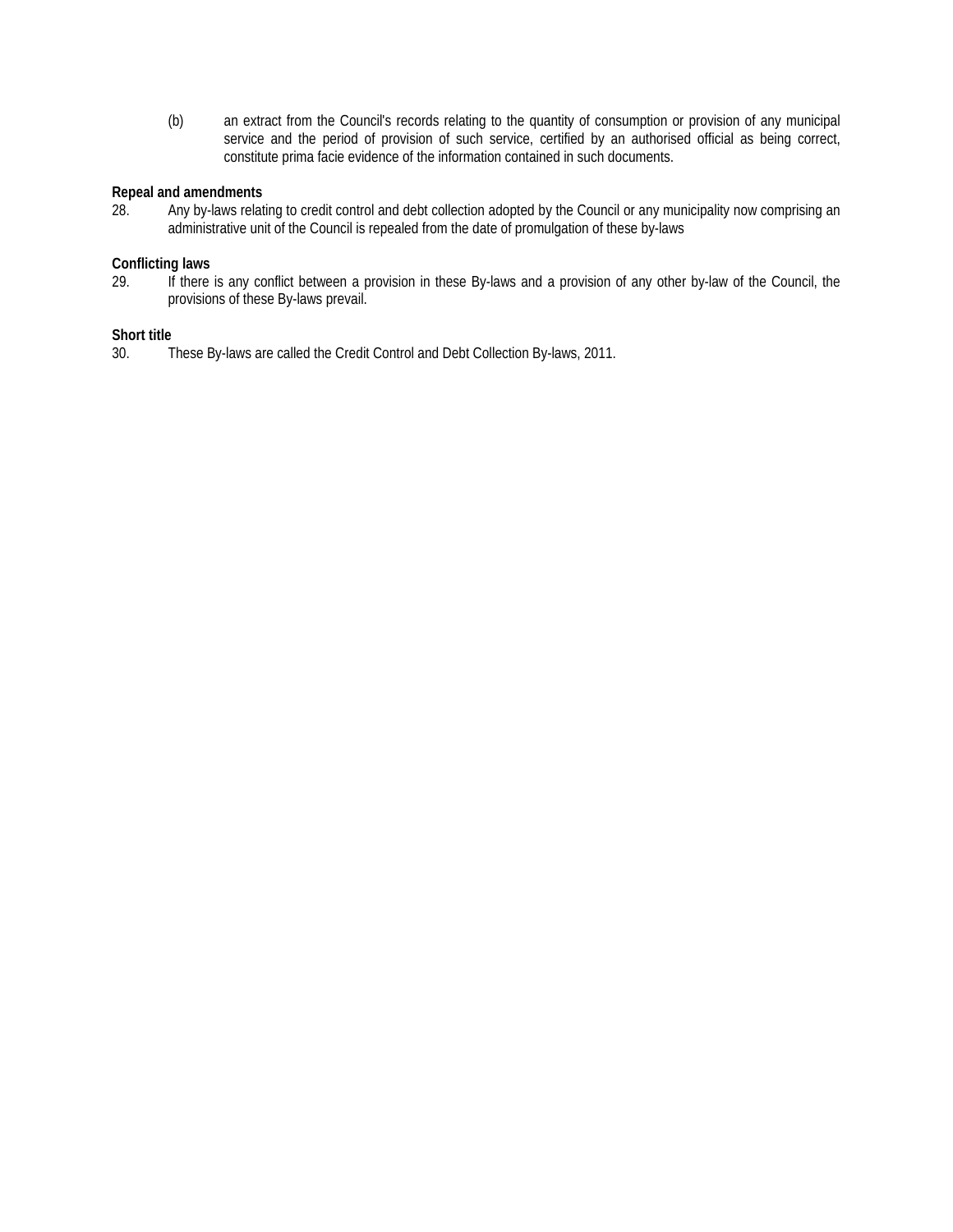(b) an extract from the Council's records relating to the quantity of consumption or provision of any municipal service and the period of provision of such service, certified by an authorised official as being correct, constitute prima facie evidence of the information contained in such documents.

**Repeal and amendments**

28. Any by-laws relating to credit control and debt collection adopted by the Council or any municipality now comprising an administrative unit of the Council is repealed from the date of promulgation of these by-laws

**Conflicting laws**

29. If there is any conflict between a provision in these By-laws and a provision of any other by-law of the Council, the provisions of these By-laws prevail.

**Short title**

30. These By-laws are called the Credit Control and Debt Collection By-laws, 2011.